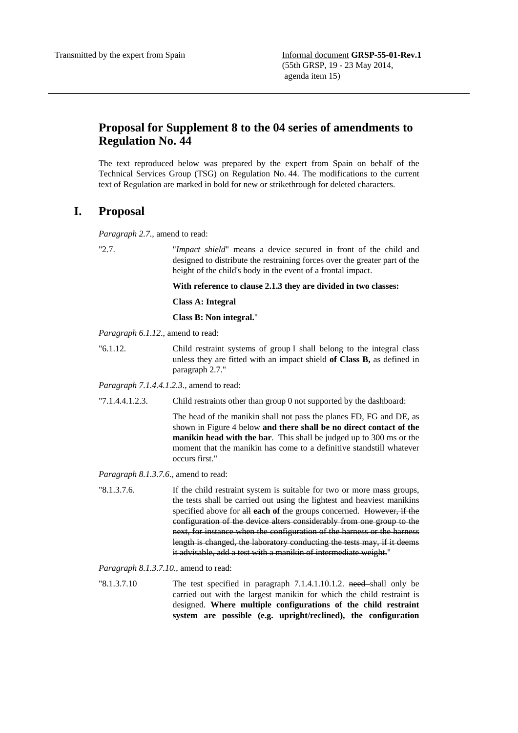Transmitted by the expert from Spain

Informal document **GRSP-55-01-Rev.1**
(55th GRSP, 19 - 23 May 2014,
agenda item 15)

# Proposal for Supplement 8 to the 04 series of amendments to Regulation No. 44

The text reproduced below was prepared by the expert from Spain on behalf of the Technical Services Group (TSG) on Regulation No. 44. The modifications to the current text of Regulation are marked in bold for new or strikethrough for deleted characters.

## I. Proposal

*Paragraph 2.7.,* amend to read:

"2.7. "*Impact shield*" means a device secured in front of the child and designed to distribute the restraining forces over the greater part of the height of the child's body in the event of a frontal impact.

**With reference to clause 2.1.3 they are divided in two classes:**

**Class A: Integral**

**Class B: Non integral.**"

*Paragraph 6.1.12.*, amend to read:

"6.1.12. Child restraint systems of group I shall belong to the integral class unless they are fitted with an impact shield **of Class B,** as defined in paragraph 2.7."

*Paragraph 7.1.4.4.1.2.3.*, amend to read:

"7.1.4.4.1.2.3. Child restraints other than group 0 not supported by the dashboard:

The head of the manikin shall not pass the planes FD, FG and DE, as shown in Figure 4 below **and there shall be no direct contact of the manikin head with the bar**. This shall be judged up to 300 ms or the moment that the manikin has come to a definitive standstill whatever occurs first."

*Paragraph 8.1.3.7.6.*, amend to read:

"8.1.3.7.6. If the child restraint system is suitable for two or more mass groups, the tests shall be carried out using the lightest and heaviest manikins specified above for ~~all~~ **each of** the groups concerned. ~~However, if the configuration of the device alters considerably from one group to the next, for instance when the configuration of the harness or the harness length is changed, the laboratory conducting the tests may, if it deems it advisable, add a test with a manikin of intermediate weight.~~"

*Paragraph 8.1.3.7.10.*, amend to read:

"8.1.3.7.10 The test specified in paragraph 7.1.4.1.10.1.2. ~~need~~ shall only be carried out with the largest manikin for which the child restraint is designed. **Where multiple configurations of the child restraint system are possible (e.g. upright/reclined), the configuration**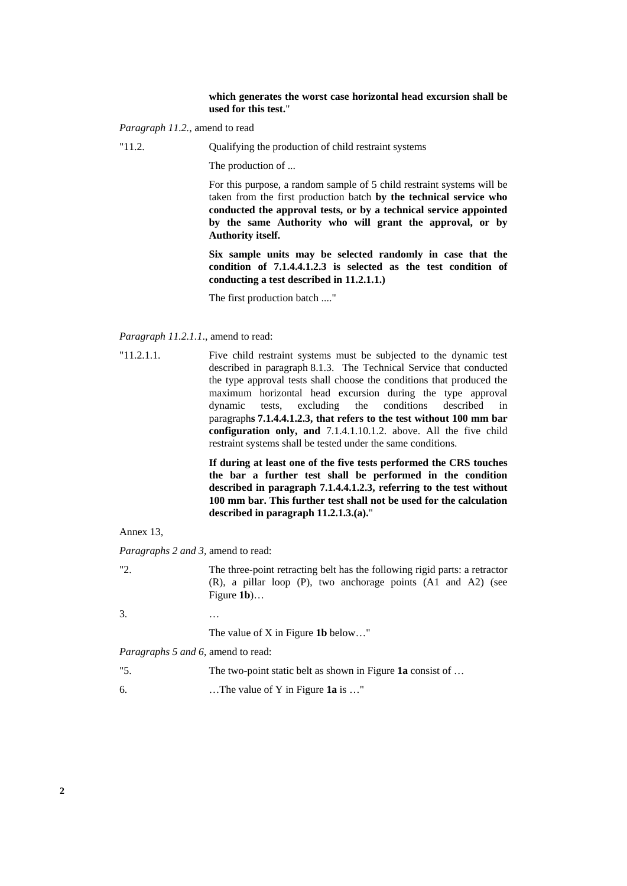**which generates the worst case horizontal head excursion shall be used for this test.**"

*Paragraph 11.2.*, amend to read

"11.2. Qualifying the production of child restraint systems

The production of ...

For this purpose, a random sample of 5 child restraint systems will be taken from the first production batch **by the technical service who conducted the approval tests, or by a technical service appointed by the same Authority who will grant the approval, or by Authority itself.**

**Six sample units may be selected randomly in case that the condition of 7.1.4.4.1.2.3 is selected as the test condition of conducting a test described in 11.2.1.1.)**

The first production batch ...."

*Paragraph 11.2.1.1*., amend to read:

"11.2.1.1. Five child restraint systems must be subjected to the dynamic test described in paragraph 8.1.3. The Technical Service that conducted the type approval tests shall choose the conditions that produced the maximum horizontal head excursion during the type approval dynamic tests, excluding the conditions described in paragraph**s 7.1.4.4.1.2.3, that refers to the test without 100 mm bar configuration only, and** 7.1.4.1.10.1.2. above. All the five child restraint systems shall be tested under the same conditions.

**If during at least one of the five tests performed the CRS touches the bar a further test shall be performed in the condition described in paragraph 7.1.4.4.1.2.3, referring to the test without 100 mm bar. This further test shall not be used for the calculation described in paragraph 11.2.1.3.(a).**"

Annex 13,

*Paragraphs 2 and 3*, amend to read:

"2. The three-point retracting belt has the following rigid parts: a retractor (R), a pillar loop (P), two anchorage points (A1 and A2) (see Figure **1b**)…

3. …

The value of X in Figure **1b** below…"

*Paragraphs 5 and 6*, amend to read:

"5. The two-point static belt as shown in Figure **1a** consist of …

6. …The value of Y in Figure **1a** is …"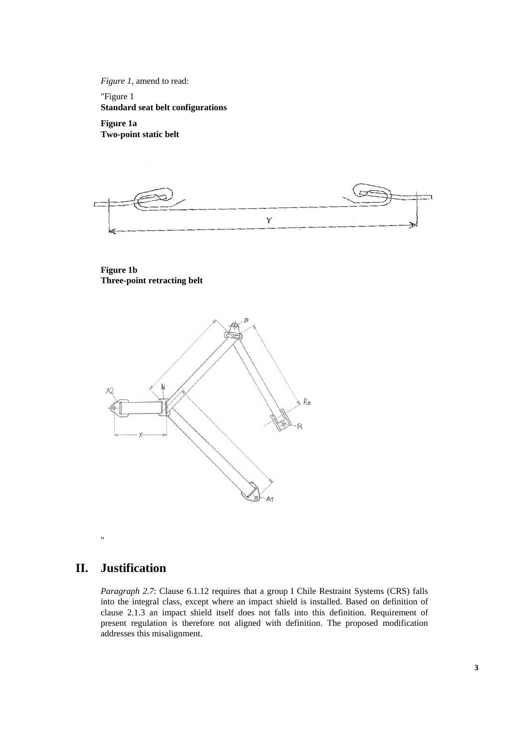*Figure 1*, amend to read:

"Figure 1
**Standard seat belt configurations**

**Figure 1a**
**Two-point static belt**

**Figure 1b**
**Three-point retracting belt**

"

# II. Justification

*Paragraph 2.7*: Clause 6.1.12 requires that a group I Chile Restraint Systems (CRS) falls into the integral class, except where an impact shield is installed. Based on definition of clause 2.1.3 an impact shield itself does not falls into this definition. Requirement of present regulation is therefore not aligned with definition. The proposed modification addresses this misalignment.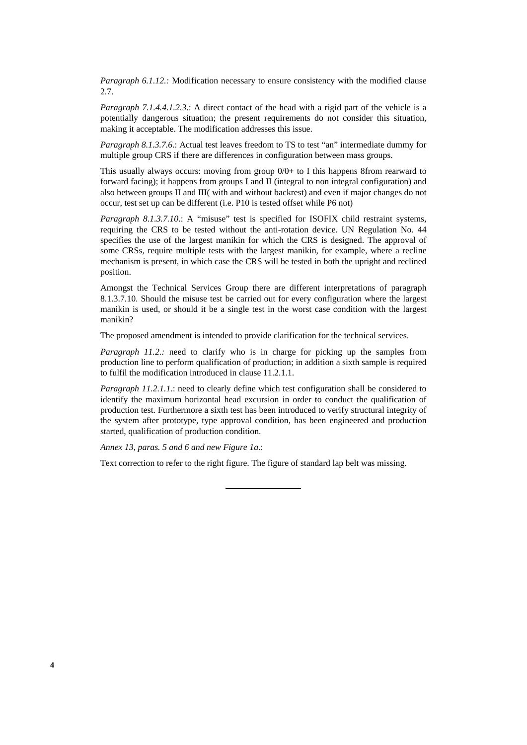*Paragraph 6.1.12.:* Modification necessary to ensure consistency with the modified clause 2.7.

*Paragraph 7.1.4.4.1.2.3.*: A direct contact of the head with a rigid part of the vehicle is a potentially dangerous situation; the present requirements do not consider this situation, making it acceptable. The modification addresses this issue.

*Paragraph 8.1.3.7.6.*: Actual test leaves freedom to TS to test "an" intermediate dummy for multiple group CRS if there are differences in configuration between mass groups.

This usually always occurs: moving from group 0/0+ to I this happens 8from rearward to forward facing); it happens from groups I and II (integral to non integral configuration) and also between groups II and III( with and without backrest) and even if major changes do not occur, test set up can be different (i.e. P10 is tested offset while P6 not)

*Paragraph 8.1.3.7.10.*: A "misuse" test is specified for ISOFIX child restraint systems, requiring the CRS to be tested without the anti-rotation device. UN Regulation No. 44 specifies the use of the largest manikin for which the CRS is designed. The approval of some CRSs, require multiple tests with the largest manikin, for example, where a recline mechanism is present, in which case the CRS will be tested in both the upright and reclined position.

Amongst the Technical Services Group there are different interpretations of paragraph 8.1.3.7.10. Should the misuse test be carried out for every configuration where the largest manikin is used, or should it be a single test in the worst case condition with the largest manikin?

The proposed amendment is intended to provide clarification for the technical services.

*Paragraph 11.2.:* need to clarify who is in charge for picking up the samples from production line to perform qualification of production; in addition a sixth sample is required to fulfil the modification introduced in clause 11.2.1.1.

*Paragraph 11.2.1.1.*: need to clearly define which test configuration shall be considered to identify the maximum horizontal head excursion in order to conduct the qualification of production test. Furthermore a sixth test has been introduced to verify structural integrity of the system after prototype, type approval condition, has been engineered and production started, qualification of production condition.

*Annex 13, paras. 5 and 6 and new Figure 1a.*:

Text correction to refer to the right figure. The figure of standard lap belt was missing.